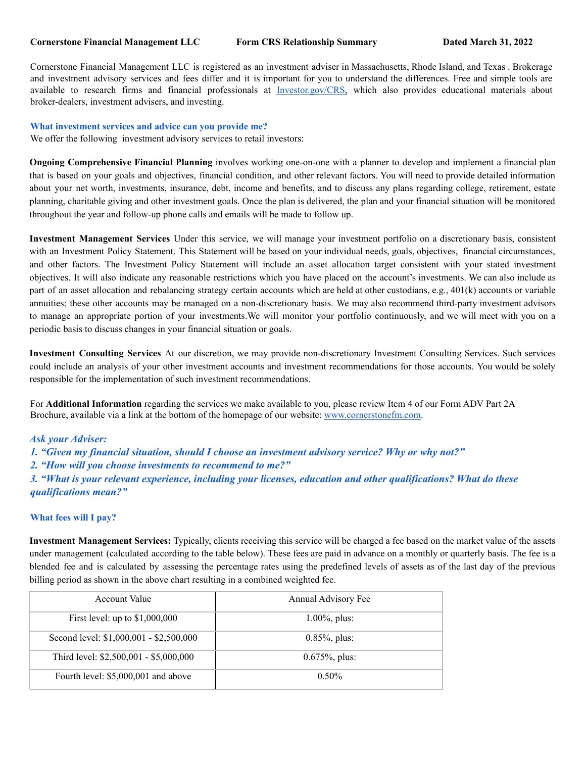**Cornerstone Financial Management LLC** **Form CRS Relationship Summary** **Dated March 31, 2022**

Cornerstone Financial Management LLC is registered as an investment adviser in Massachusetts, Rhode Island, and Texas . Brokerage and investment advisory services and fees differ and it is important for you to understand the differences. Free and simple tools are available to research firms and financial professionals at [Investor.gov/CRS](Investor.gov/CRS), which also provides educational materials about broker-dealers, investment advisers, and investing.

## What investment services and advice can you provide me?

We offer the following investment advisory services to retail investors:

**Ongoing Comprehensive Financial Planning** involves working one-on-one with a planner to develop and implement a financial plan that is based on your goals and objectives, financial condition, and other relevant factors. You will need to provide detailed information about your net worth, investments, insurance, debt, income and benefits, and to discuss any plans regarding college, retirement, estate planning, charitable giving and other investment goals. Once the plan is delivered, the plan and your financial situation will be monitored throughout the year and follow-up phone calls and emails will be made to follow up.

**Investment Management Services** Under this service, we will manage your investment portfolio on a discretionary basis, consistent with an Investment Policy Statement. This Statement will be based on your individual needs, goals, objectives, financial circumstances, and other factors. The Investment Policy Statement will include an asset allocation target consistent with your stated investment objectives. It will also indicate any reasonable restrictions which you have placed on the account's investments. We can also include as part of an asset allocation and rebalancing strategy certain accounts which are held at other custodians, e.g., 401(k) accounts or variable annuities; these other accounts may be managed on a non-discretionary basis. We may also recommend third-party investment advisors to manage an appropriate portion of your investments.We will monitor your portfolio continuously, and we will meet with you on a periodic basis to discuss changes in your financial situation or goals.

**Investment Consulting Services** At our discretion, we may provide non-discretionary Investment Consulting Services. Such services could include an analysis of your other investment accounts and investment recommendations for those accounts. You would be solely responsible for the implementation of such investment recommendations.

For **Additional Information** regarding the services we make available to you, please review Item 4 of our Form ADV Part 2A Brochure, available via a link at the bottom of the homepage of our website: [www.cornerstonefm.com](www.cornerstonefm.com).

***Ask your Adviser:***
***1. "Given my financial situation, should I choose an investment advisory service? Why or why not?"***
***2. "How will you choose investments to recommend to me?"***
***3. "What is your relevant experience, including your licenses, education and other qualifications? What do these qualifications mean?"***

## What fees will I pay?

**Investment Management Services:** Typically, clients receiving this service will be charged a fee based on the market value of the assets under management (calculated according to the table below). These fees are paid in advance on a monthly or quarterly basis. The fee is a blended fee and is calculated by assessing the percentage rates using the predefined levels of assets as of the last day of the previous billing period as shown in the above chart resulting in a combined weighted fee.

| Account Value | Annual Advisory Fee |
|---|---|
| First level: up to $1,000,000 | 1.00%, plus: |
| Second level: $1,000,001 - $2,500,000 | 0.85%, plus: |
| Third level: $2,500,001 - $5,000,000 | 0.675%, plus: |
| Fourth level: $5,000,001 and above | 0.50% |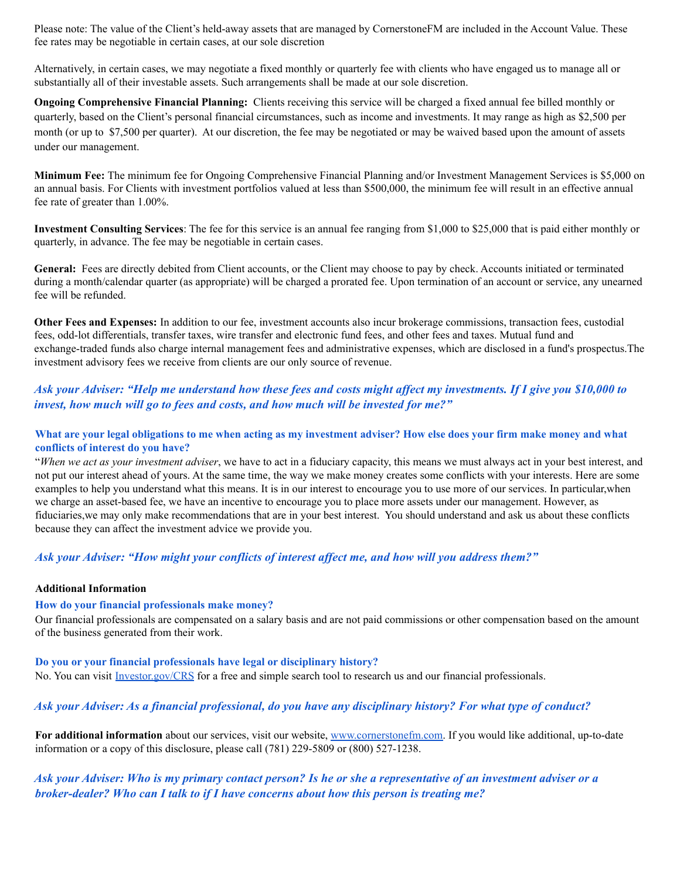Please note: The value of the Client's held-away assets that are managed by CornerstoneFM are included in the Account Value. These fee rates may be negotiable in certain cases, at our sole discretion

Alternatively, in certain cases, we may negotiate a fixed monthly or quarterly fee with clients who have engaged us to manage all or substantially all of their investable assets. Such arrangements shall be made at our sole discretion.

**Ongoing Comprehensive Financial Planning:** Clients receiving this service will be charged a fixed annual fee billed monthly or quarterly, based on the Client's personal financial circumstances, such as income and investments. It may range as high as $2,500 per month (or up to $7,500 per quarter). At our discretion, the fee may be negotiated or may be waived based upon the amount of assets under our management.

**Minimum Fee:** The minimum fee for Ongoing Comprehensive Financial Planning and/or Investment Management Services is $5,000 on an annual basis. For Clients with investment portfolios valued at less than $500,000, the minimum fee will result in an effective annual fee rate of greater than 1.00%.

**Investment Consulting Services**: The fee for this service is an annual fee ranging from $1,000 to $25,000 that is paid either monthly or quarterly, in advance. The fee may be negotiable in certain cases.

**General:** Fees are directly debited from Client accounts, or the Client may choose to pay by check. Accounts initiated or terminated during a month/calendar quarter (as appropriate) will be charged a prorated fee. Upon termination of an account or service, any unearned fee will be refunded.

**Other Fees and Expenses:** In addition to our fee, investment accounts also incur brokerage commissions, transaction fees, custodial fees, odd-lot differentials, transfer taxes, wire transfer and electronic fund fees, and other fees and taxes. Mutual fund and exchange-traded funds also charge internal management fees and administrative expenses, which are disclosed in a fund's prospectus.The investment advisory fees we receive from clients are our only source of revenue.

***Ask your Adviser: "Help me understand how these fees and costs might affect my investments. If I give you $10,000 to invest, how much will go to fees and costs, and how much will be invested for me?"***

**What are your legal obligations to me when acting as my investment adviser? How else does your firm make money and what conflicts of interest do you have?**

"*When we act as your investment adviser*, we have to act in a fiduciary capacity, this means we must always act in your best interest, and not put our interest ahead of yours. At the same time, the way we make money creates some conflicts with your interests. Here are some examples to help you understand what this means. It is in our interest to encourage you to use more of our services. In particular,when we charge an asset-based fee, we have an incentive to encourage you to place more assets under our management. However, as fiduciaries,we may only make recommendations that are in your best interest. You should understand and ask us about these conflicts because they can affect the investment advice we provide you.

***Ask your Adviser: "How might your conflicts of interest affect me, and how will you address them?"***

**Additional Information**

**How do your financial professionals make money?**

Our financial professionals are compensated on a salary basis and are not paid commissions or other compensation based on the amount of the business generated from their work.

**Do you or your financial professionals have legal or disciplinary history?**

No. You can visit [Investor.gov/CRS](Investor.gov/CRS) for a free and simple search tool to research us and our financial professionals.

***Ask your Adviser: As a financial professional, do you have any disciplinary history? For what type of conduct?***

**For additional information** about our services, visit our website, [www.cornerstonefm.com](www.cornerstonefm.com). If you would like additional, up-to-date information or a copy of this disclosure, please call (781) 229-5809 or (800) 527-1238.

***Ask your Adviser: Who is my primary contact person? Is he or she a representative of an investment adviser or a broker-dealer? Who can I talk to if I have concerns about how this person is treating me?***